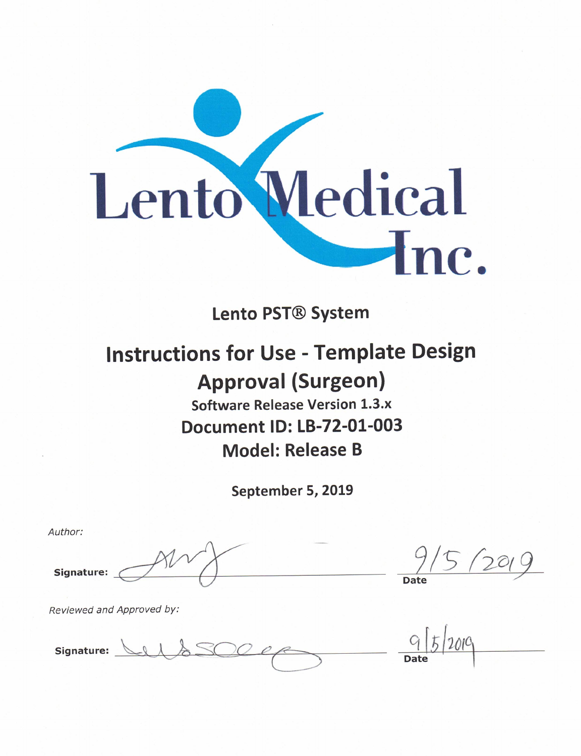Lento Medical Inc.

## Lento PST® System

# Instructions for Use - Template Design Approval (Surgeon)

### Software Release Version 1.3.x

### Document ID: LB-72-01-003

### Model: Release B

**September 5, 2019**

*Author:*

**Signature:** ______________________ 9/5/2019 **Date**

*Reviewed and Approved by:*

**Signature:** ______________________ 9/5/2019 **Date**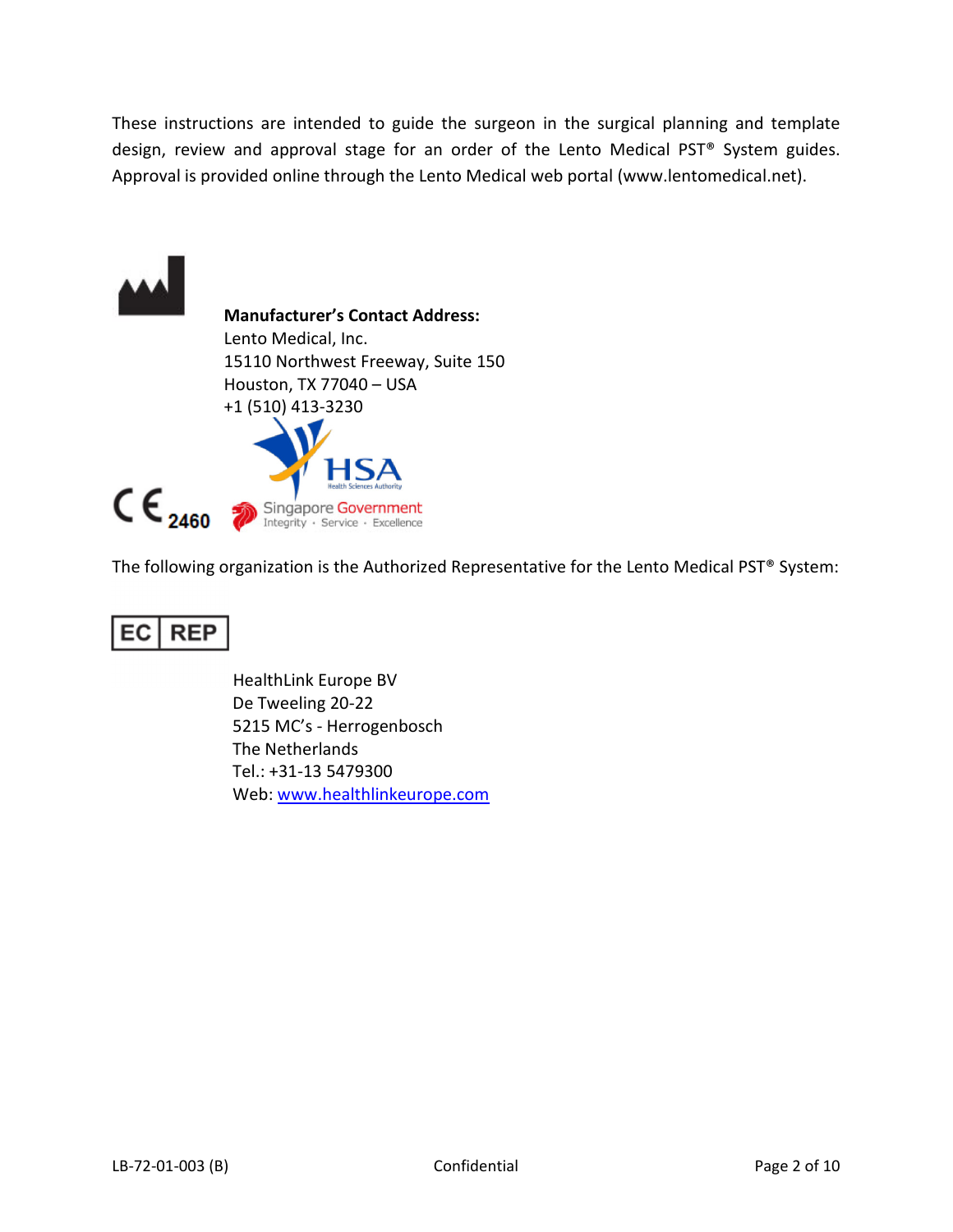These instructions are intended to guide the surgeon in the surgical planning and template design, review and approval stage for an order of the Lento Medical PST® System guides. Approval is provided online through the Lento Medical web portal (www.lentomedical.net).

**Manufacturer's Contact Address:**
Lento Medical, Inc.
15110 Northwest Freeway, Suite 150
Houston, TX 77040 – USA
+1 (510) 413-3230

CE 2460

HSA Health Sciences Authority
Singapore Government
Integrity · Service · Excellence

The following organization is the Authorized Representative for the Lento Medical PST® System:

EC REP

HealthLink Europe BV
De Tweeling 20-22
5215 MC's - Herrogenbosch
The Netherlands
Tel.: +31-13 5479300
Web: www.healthlinkeurope.com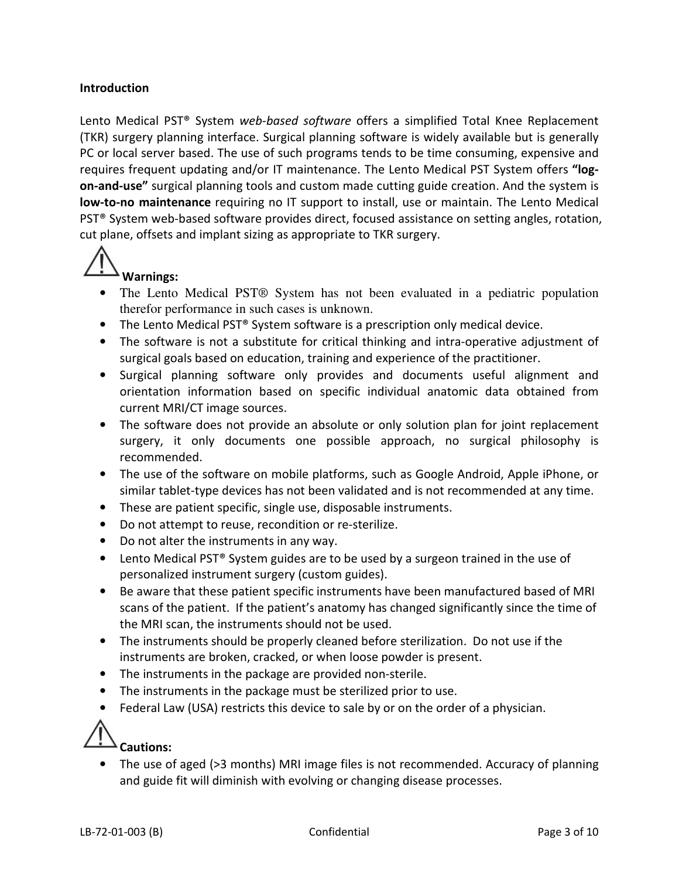**Introduction**

Lento Medical PST® System *web-based software* offers a simplified Total Knee Replacement (TKR) surgery planning interface. Surgical planning software is widely available but is generally PC or local server based. The use of such programs tends to be time consuming, expensive and requires frequent updating and/or IT maintenance. The Lento Medical PST System offers **"log-on-and-use"** surgical planning tools and custom made cutting guide creation. And the system is **low-to-no maintenance** requiring no IT support to install, use or maintain. The Lento Medical PST® System web-based software provides direct, focused assistance on setting angles, rotation, cut plane, offsets and implant sizing as appropriate to TKR surgery.

⚠ **Warnings:**

- The Lento Medical PST® System has not been evaluated in a pediatric population therefor performance in such cases is unknown.
- The Lento Medical PST® System software is a prescription only medical device.
- The software is not a substitute for critical thinking and intra-operative adjustment of surgical goals based on education, training and experience of the practitioner.
- Surgical planning software only provides and documents useful alignment and orientation information based on specific individual anatomic data obtained from current MRI/CT image sources.
- The software does not provide an absolute or only solution plan for joint replacement surgery, it only documents one possible approach, no surgical philosophy is recommended.
- The use of the software on mobile platforms, such as Google Android, Apple iPhone, or similar tablet-type devices has not been validated and is not recommended at any time.
- These are patient specific, single use, disposable instruments.
- Do not attempt to reuse, recondition or re-sterilize.
- Do not alter the instruments in any way.
- Lento Medical PST® System guides are to be used by a surgeon trained in the use of personalized instrument surgery (custom guides).
- Be aware that these patient specific instruments have been manufactured based of MRI scans of the patient. If the patient's anatomy has changed significantly since the time of the MRI scan, the instruments should not be used.
- The instruments should be properly cleaned before sterilization. Do not use if the instruments are broken, cracked, or when loose powder is present.
- The instruments in the package are provided non-sterile.
- The instruments in the package must be sterilized prior to use.
- Federal Law (USA) restricts this device to sale by or on the order of a physician.

⚠ **Cautions:**

- The use of aged (>3 months) MRI image files is not recommended. Accuracy of planning and guide fit will diminish with evolving or changing disease processes.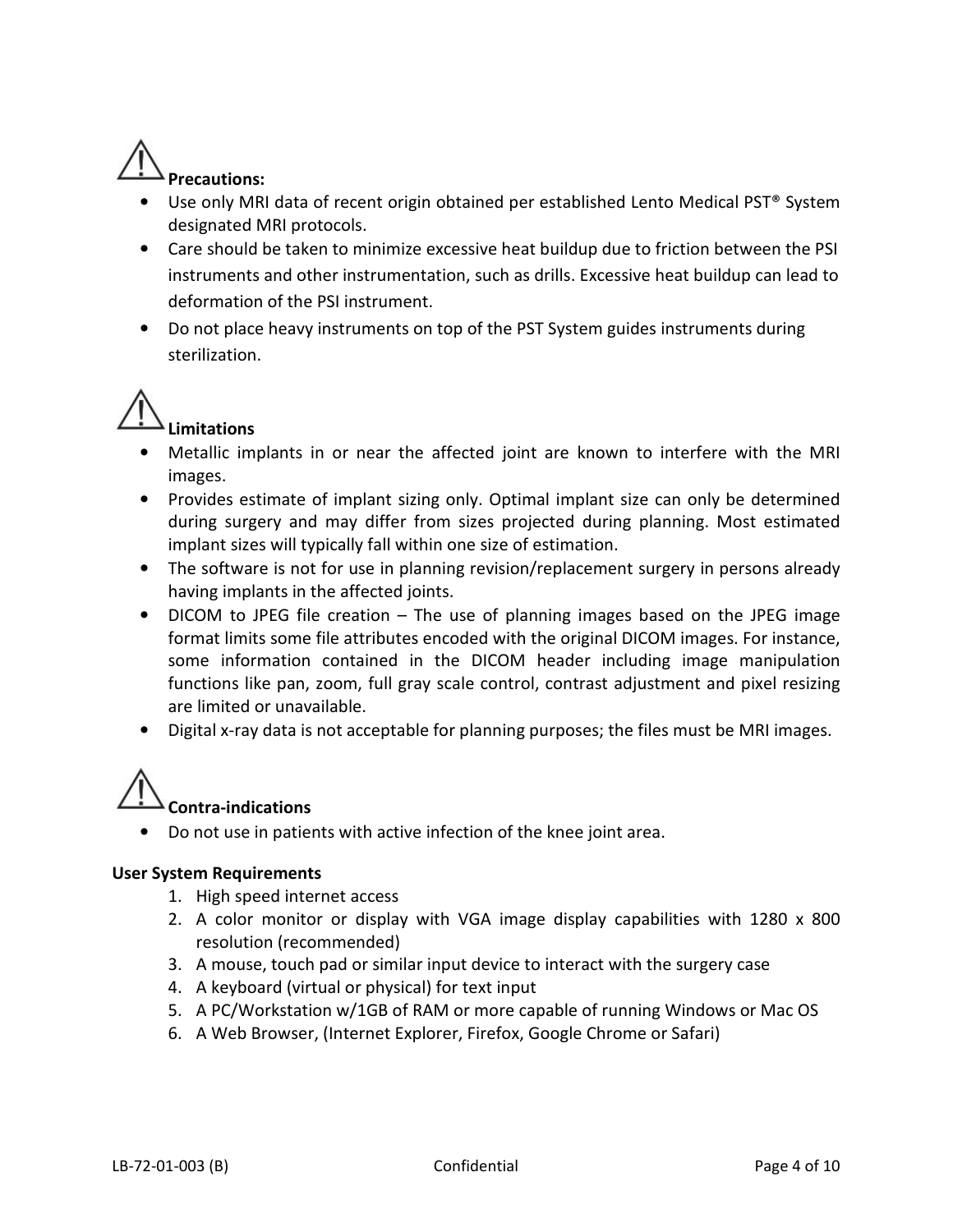**Precautions:**

- Use only MRI data of recent origin obtained per established Lento Medical PST® System designated MRI protocols.
- Care should be taken to minimize excessive heat buildup due to friction between the PSI instruments and other instrumentation, such as drills. Excessive heat buildup can lead to deformation of the PSI instrument.
- Do not place heavy instruments on top of the PST System guides instruments during sterilization.

**Limitations**

- Metallic implants in or near the affected joint are known to interfere with the MRI images.
- Provides estimate of implant sizing only. Optimal implant size can only be determined during surgery and may differ from sizes projected during planning. Most estimated implant sizes will typically fall within one size of estimation.
- The software is not for use in planning revision/replacement surgery in persons already having implants in the affected joints.
- DICOM to JPEG file creation – The use of planning images based on the JPEG image format limits some file attributes encoded with the original DICOM images. For instance, some information contained in the DICOM header including image manipulation functions like pan, zoom, full gray scale control, contrast adjustment and pixel resizing are limited or unavailable.
- Digital x-ray data is not acceptable for planning purposes; the files must be MRI images.

**Contra-indications**

- Do not use in patients with active infection of the knee joint area.

**User System Requirements**

1. High speed internet access
2. A color monitor or display with VGA image display capabilities with 1280 x 800 resolution (recommended)
3. A mouse, touch pad or similar input device to interact with the surgery case
4. A keyboard (virtual or physical) for text input
5. A PC/Workstation w/1GB of RAM or more capable of running Windows or Mac OS
6. A Web Browser, (Internet Explorer, Firefox, Google Chrome or Safari)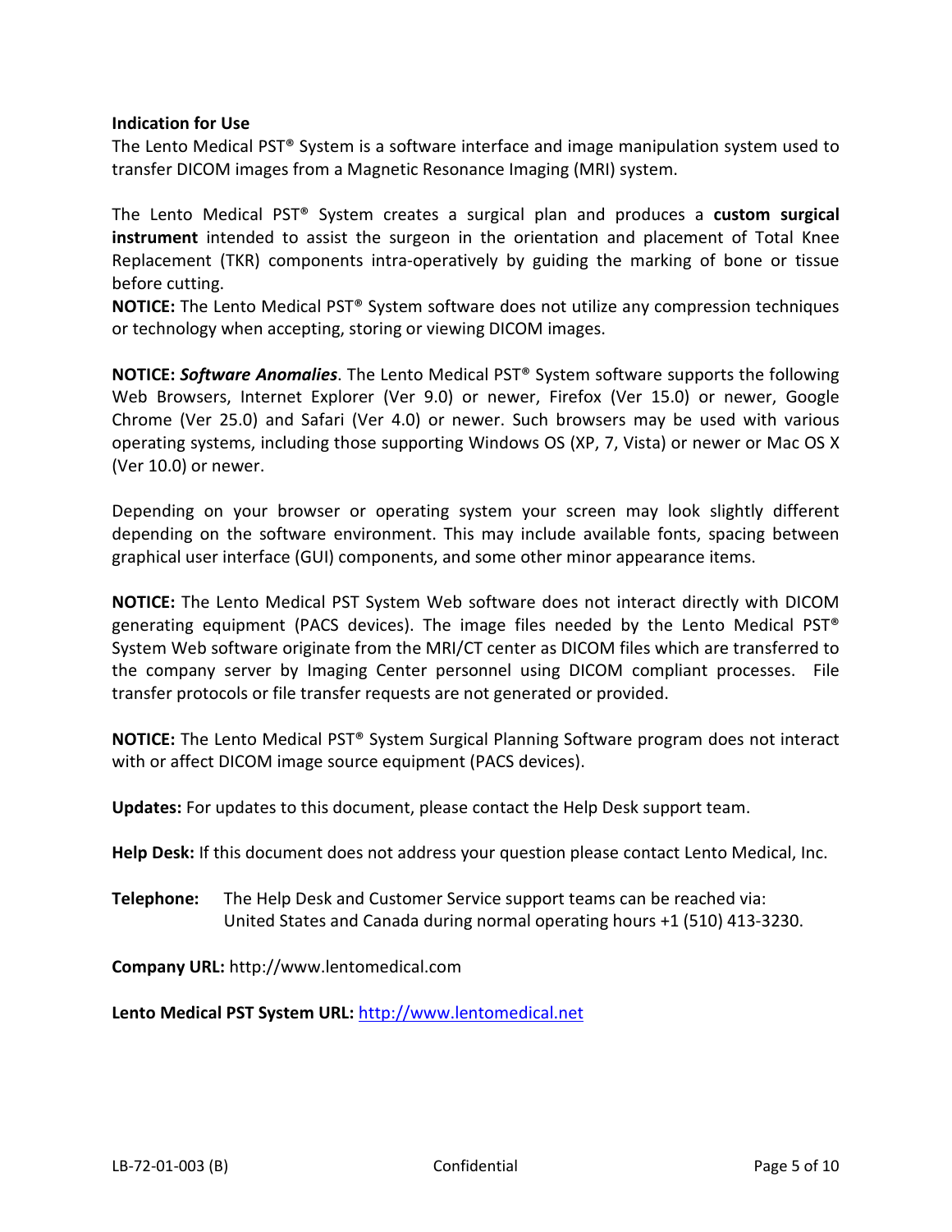**Indication for Use**

The Lento Medical PST® System is a software interface and image manipulation system used to transfer DICOM images from a Magnetic Resonance Imaging (MRI) system.

The Lento Medical PST® System creates a surgical plan and produces a **custom surgical instrument** intended to assist the surgeon in the orientation and placement of Total Knee Replacement (TKR) components intra-operatively by guiding the marking of bone or tissue before cutting.

**NOTICE:** The Lento Medical PST® System software does not utilize any compression techniques or technology when accepting, storing or viewing DICOM images.

**NOTICE:** ***Software Anomalies***. The Lento Medical PST® System software supports the following Web Browsers, Internet Explorer (Ver 9.0) or newer, Firefox (Ver 15.0) or newer, Google Chrome (Ver 25.0) and Safari (Ver 4.0) or newer. Such browsers may be used with various operating systems, including those supporting Windows OS (XP, 7, Vista) or newer or Mac OS X (Ver 10.0) or newer.

Depending on your browser or operating system your screen may look slightly different depending on the software environment. This may include available fonts, spacing between graphical user interface (GUI) components, and some other minor appearance items.

**NOTICE:** The Lento Medical PST System Web software does not interact directly with DICOM generating equipment (PACS devices). The image files needed by the Lento Medical PST® System Web software originate from the MRI/CT center as DICOM files which are transferred to the company server by Imaging Center personnel using DICOM compliant processes. File transfer protocols or file transfer requests are not generated or provided.

**NOTICE:** The Lento Medical PST® System Surgical Planning Software program does not interact with or affect DICOM image source equipment (PACS devices).

**Updates:** For updates to this document, please contact the Help Desk support team.

**Help Desk:** If this document does not address your question please contact Lento Medical, Inc.

**Telephone:** The Help Desk and Customer Service support teams can be reached via: United States and Canada during normal operating hours +1 (510) 413-3230.

**Company URL:** http://www.lentomedical.com

**Lento Medical PST System URL:** http://www.lentomedical.net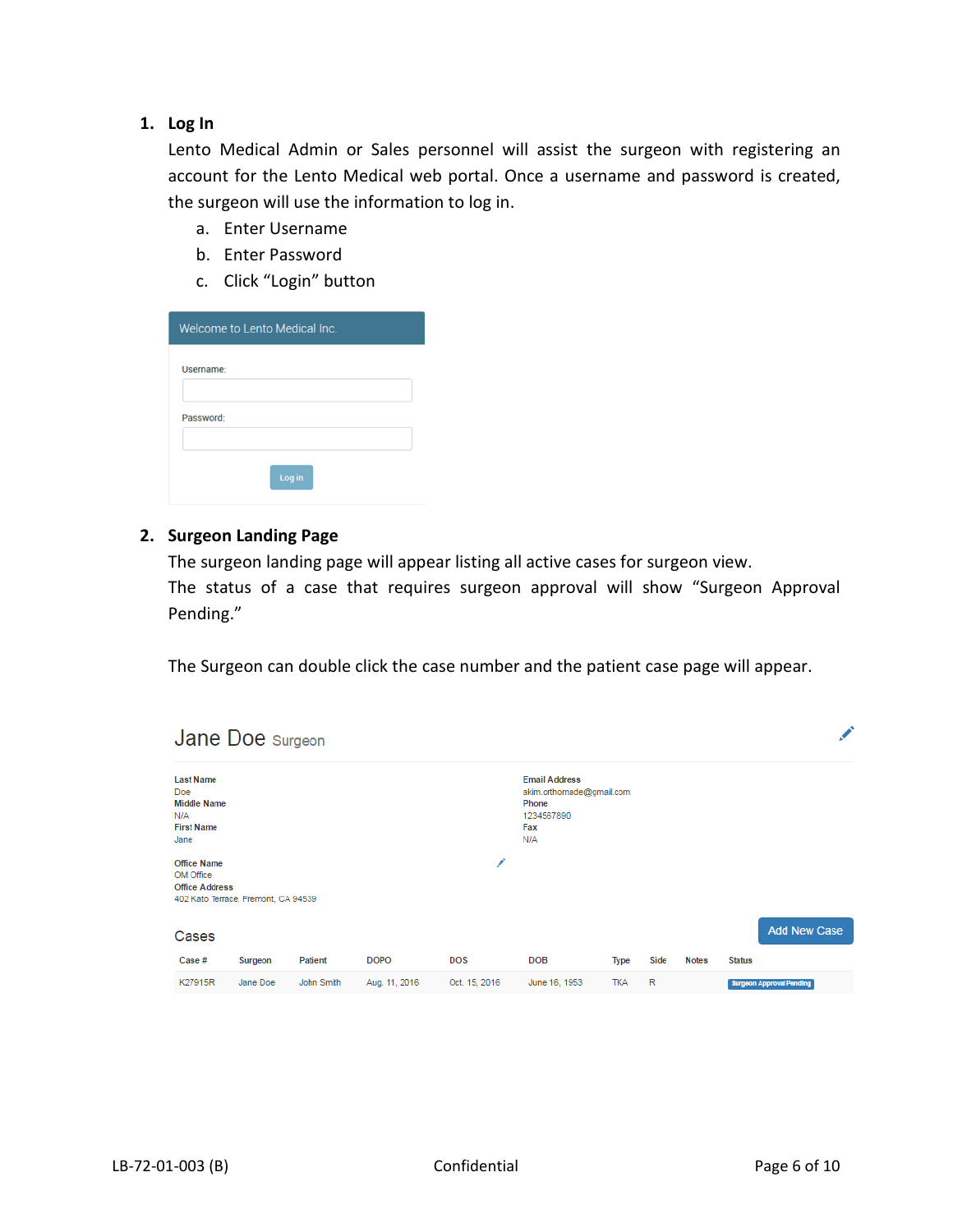1. **Log In**

   Lento Medical Admin or Sales personnel will assist the surgeon with registering an account for the Lento Medical web portal. Once a username and password is created, the surgeon will use the information to log in.

   a. Enter Username
   b. Enter Password
   c. Click "Login" button

Welcome to Lento Medical Inc.

Username:

Password:

Log in

2. **Surgeon Landing Page**

   The surgeon landing page will appear listing all active cases for surgeon view.
   The status of a case that requires surgeon approval will show "Surgeon Approval Pending."

   The Surgeon can double click the case number and the patient case page will appear.

Jane Doe Surgeon

**Last Name**
Doe
**Middle Name**
N/A
**First Name**
Jane

**Email Address**
akim.orthomade@gmail.com
**Phone**
1234567890
**Fax**
N/A

**Office Name**
OM Office
**Office Address**
402 Kato Terrace, Fremont, CA 94539

Cases

Add New Case

| Case # | Surgeon | Patient | DOPO | DOS | DOB | Type | Side | Notes | Status |
|---|---|---|---|---|---|---|---|---|---|
| K27915R | Jane Doe | John Smth | Aug. 11, 2016 | Oct. 15, 2016 | June 16, 1953 | TKA | R | | Surgeon Approval Pending |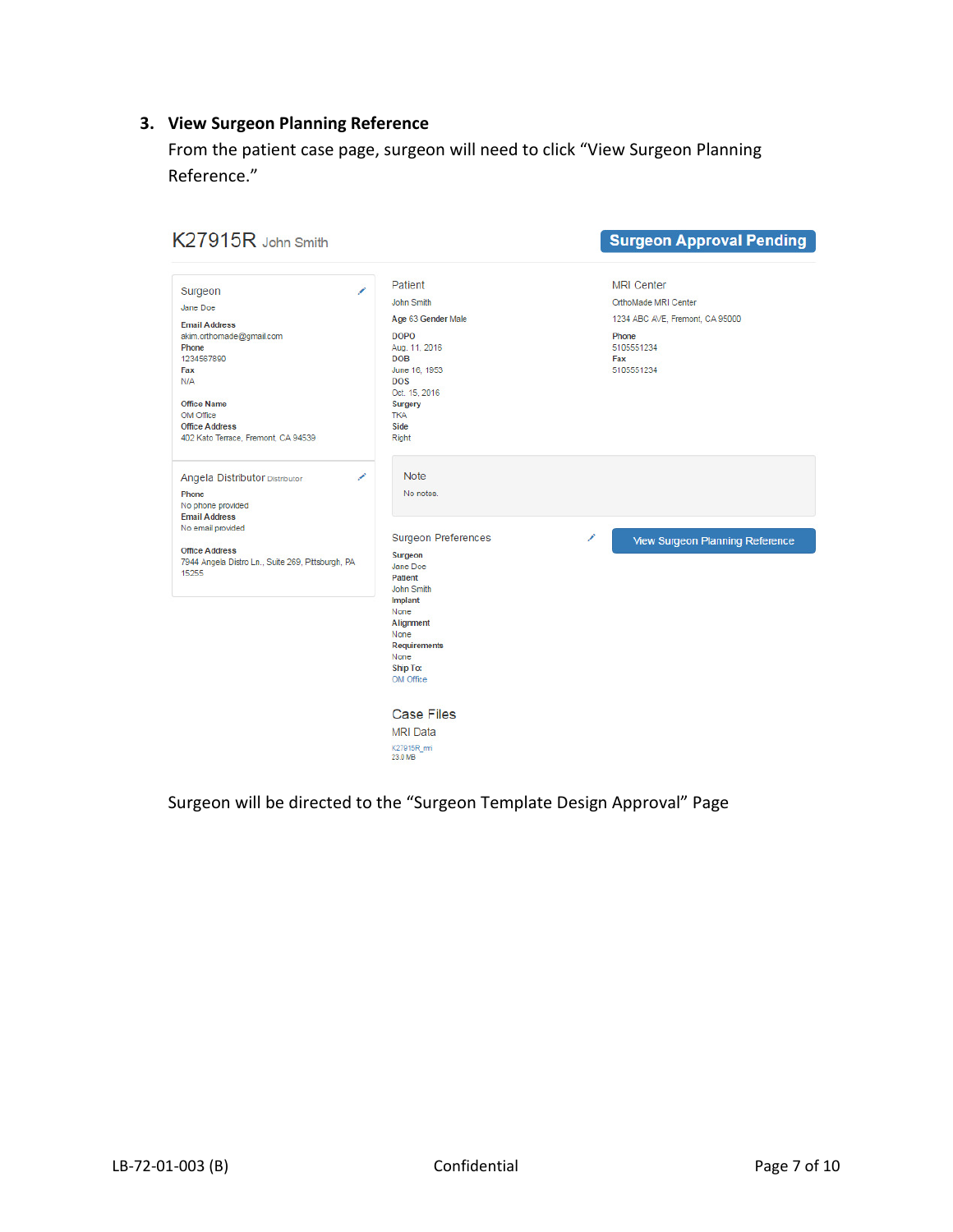3. **View Surgeon Planning Reference**
   From the patient case page, surgeon will need to click "View Surgeon Planning Reference."

K27915R John Smith

**Surgeon Approval Pending**

Surgeon
Jane Doe
**Email Address**
akim.orthomade@gmail.com
**Phone**
1234567890
**Fax**
N/A

**Office Name**
OM Office
**Office Address**
402 Kato Terrace, Fremont, CA 94539

Angela Distributor Distributor
**Phone**
No phone provided
**Email Address**
No email provided

**Office Address**
7944 Angela Distro Ln., Suite 269, Pittsburgh, PA 15255

Patient
John Smith
**Age** 63 **Gender** Male
**DOPO**
Aug. 11, 2016
**DOB**
June 16, 1953
**DOS**
Oct. 15, 2016
**Surgery**
TKA
**Side**
Right

MRI Center
OrthoMade MRI Center
1234 ABC AVE, Fremont, CA 95000
**Phone**
5105551234
**Fax**
5105551234

Note
No notes.

Surgeon Preferences
**Surgeon**
Jane Doe
**Patient**
John Smith
**Implant**
None
**Alignment**
None
**Requirements**
None
**Ship To:**
OM Office

View Surgeon Planning Reference

Case Files
MRI Data
K27915R_mri
23.0 MB

Surgeon will be directed to the "Surgeon Template Design Approval" Page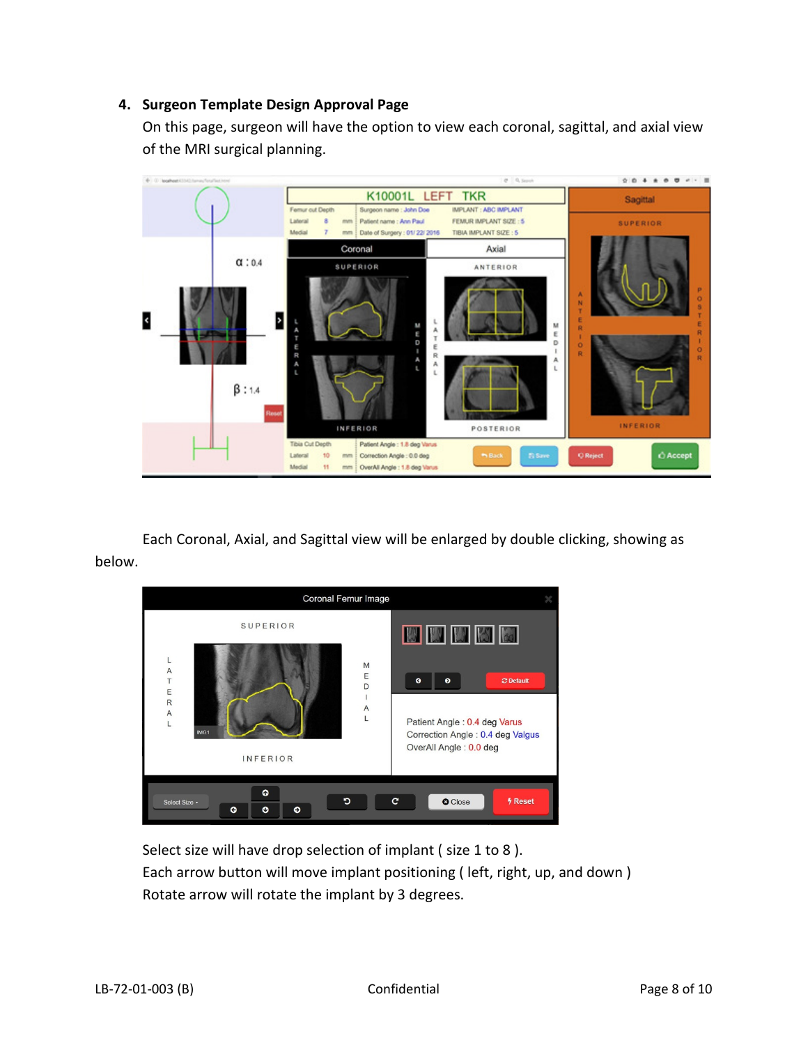4. **Surgeon Template Design Approval Page**

   On this page, surgeon will have the option to view each coronal, sagittal, and axial view of the MRI surgical planning.

Each Coronal, Axial, and Sagittal view will be enlarged by double clicking, showing as below.

Select size will have drop selection of implant ( size 1 to 8 ).
Each arrow button will move implant positioning ( left, right, up, and down )
Rotate arrow will rotate the implant by 3 degrees.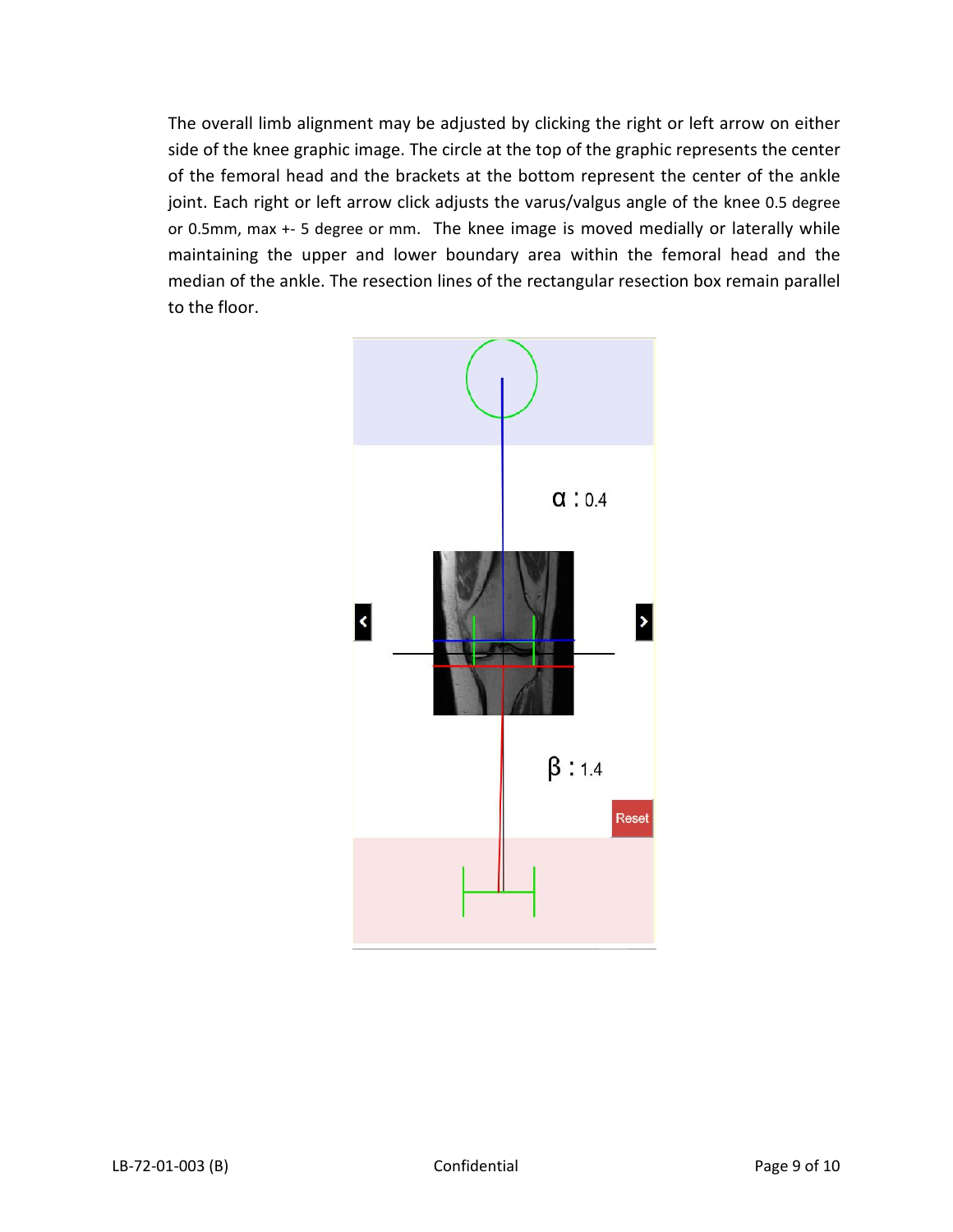The overall limb alignment may be adjusted by clicking the right or left arrow on either side of the knee graphic image. The circle at the top of the graphic represents the center of the femoral head and the brackets at the bottom represent the center of the ankle joint. Each right or left arrow click adjusts the varus/valgus angle of the knee 0.5 degree or 0.5mm, max +- 5 degree or mm. The knee image is moved medially or laterally while maintaining the upper and lower boundary area within the femoral head and the median of the ankle. The resection lines of the rectangular resection box remain parallel to the floor.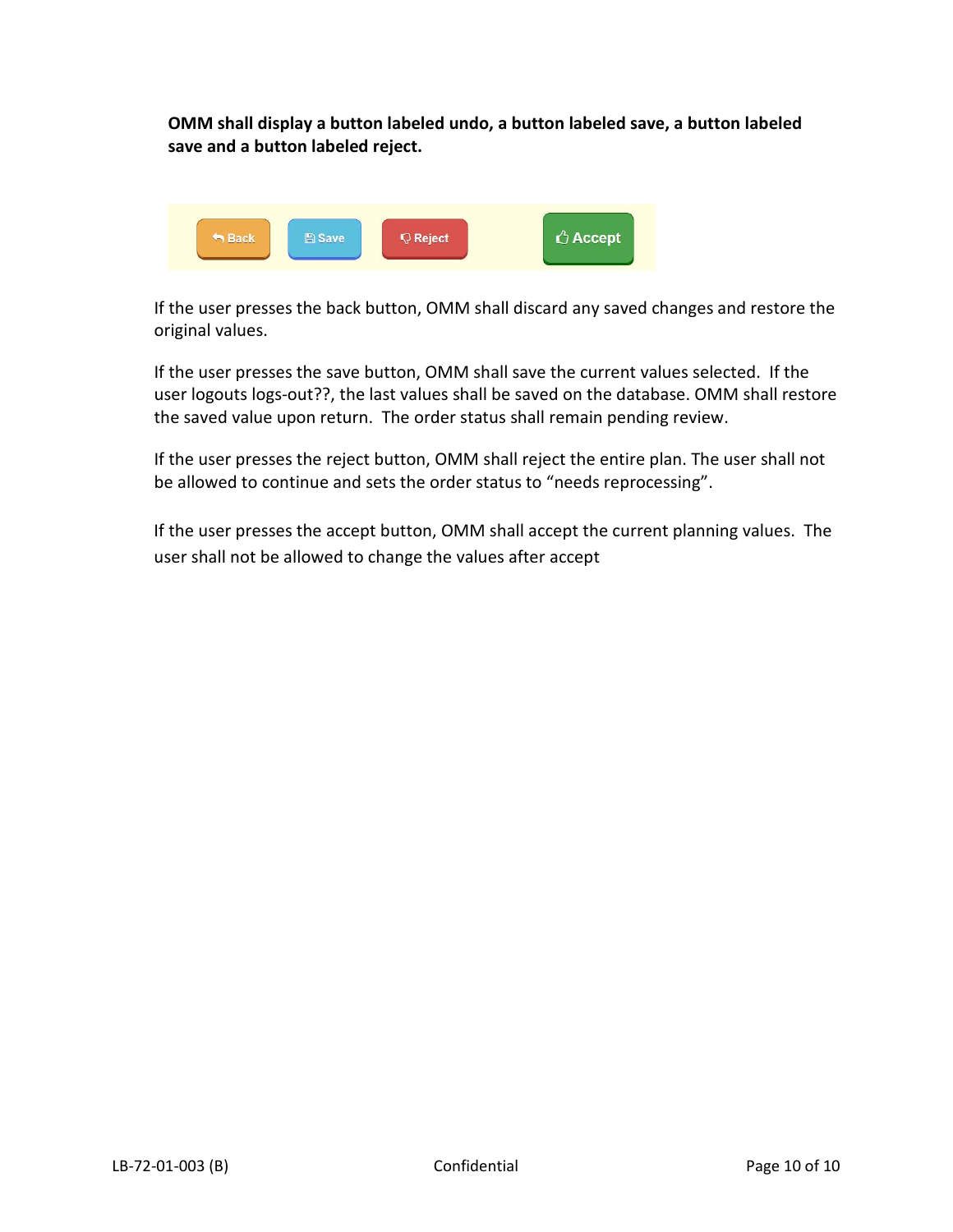**OMM shall display a button labeled undo, a button labeled save, a button labeled save and a button labeled reject.**

Back Save Reject Accept

If the user presses the back button, OMM shall discard any saved changes and restore the original values.

If the user presses the save button, OMM shall save the current values selected. If the user logouts logs-out??, the last values shall be saved on the database. OMM shall restore the saved value upon return. The order status shall remain pending review.

If the user presses the reject button, OMM shall reject the entire plan. The user shall not be allowed to continue and sets the order status to "needs reprocessing".

If the user presses the accept button, OMM shall accept the current planning values. The user shall not be allowed to change the values after accept